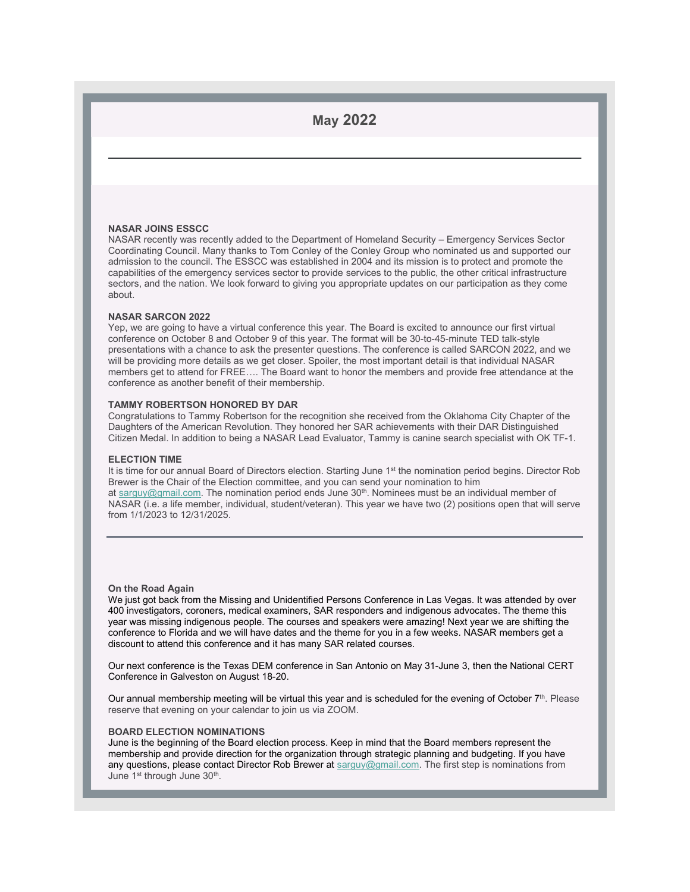# May 2022

---

**NASAR JOINS ESSCC**

NASAR recently was recently added to the Department of Homeland Security – Emergency Services Sector Coordinating Council. Many thanks to Tom Conley of the Conley Group who nominated us and supported our admission to the council. The ESSCC was established in 2004 and its mission is to protect and promote the capabilities of the emergency services sector to provide services to the public, the other critical infrastructure sectors, and the nation. We look forward to giving you appropriate updates on our participation as they come about.

**NASAR SARCON 2022**

Yep, we are going to have a virtual conference this year. The Board is excited to announce our first virtual conference on October 8 and October 9 of this year. The format will be 30-to-45-minute TED talk-style presentations with a chance to ask the presenter questions. The conference is called SARCON 2022, and we will be providing more details as we get closer. Spoiler, the most important detail is that individual NASAR members get to attend for FREE…. The Board want to honor the members and provide free attendance at the conference as another benefit of their membership.

**TAMMY ROBERTSON HONORED BY DAR**

Congratulations to Tammy Robertson for the recognition she received from the Oklahoma City Chapter of the Daughters of the American Revolution. They honored her SAR achievements with their DAR Distinguished Citizen Medal. In addition to being a NASAR Lead Evaluator, Tammy is canine search specialist with OK TF-1.

**ELECTION TIME**

It is time for our annual Board of Directors election. Starting June 1st the nomination period begins. Director Rob Brewer is the Chair of the Election committee, and you can send your nomination to him at sarguy@gmail.com. The nomination period ends June 30th. Nominees must be an individual member of NASAR (i.e. a life member, individual, student/veteran). This year we have two (2) positions open that will serve from 1/1/2023 to 12/31/2025.

---

**On the Road Again**

We just got back from the Missing and Unidentified Persons Conference in Las Vegas. It was attended by over 400 investigators, coroners, medical examiners, SAR responders and indigenous advocates. The theme this year was missing indigenous people. The courses and speakers were amazing! Next year we are shifting the conference to Florida and we will have dates and the theme for you in a few weeks. NASAR members get a discount to attend this conference and it has many SAR related courses.

Our next conference is the Texas DEM conference in San Antonio on May 31-June 3, then the National CERT Conference in Galveston on August 18-20.

Our annual membership meeting will be virtual this year and is scheduled for the evening of October 7th. Please reserve that evening on your calendar to join us via ZOOM.

**BOARD ELECTION NOMINATIONS**

June is the beginning of the Board election process. Keep in mind that the Board members represent the membership and provide direction for the organization through strategic planning and budgeting. If you have any questions, please contact Director Rob Brewer at sarguy@gmail.com. The first step is nominations from June 1st through June 30th.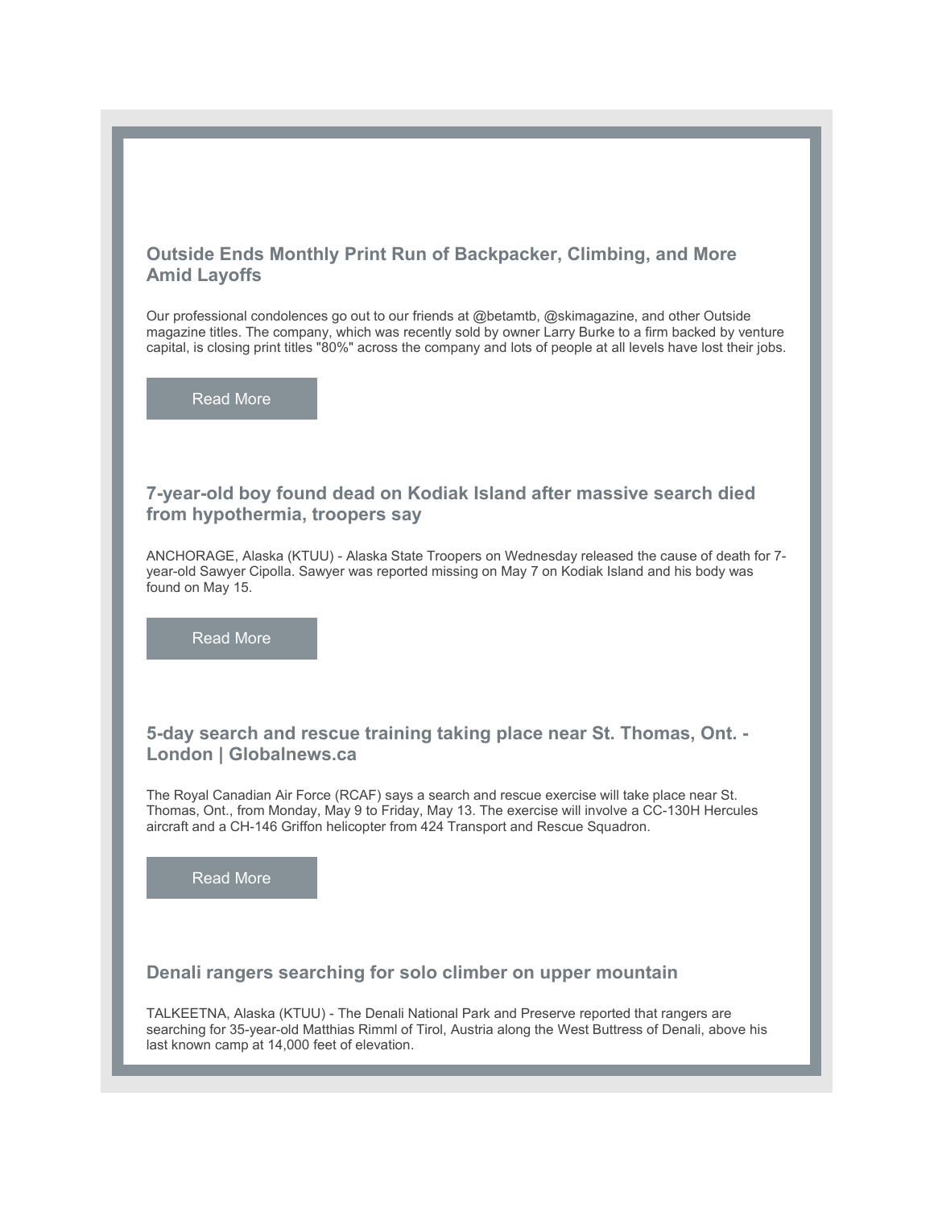## Outside Ends Monthly Print Run of Backpacker, Climbing, and More Amid Layoffs

Our professional condolences go out to our friends at @betamtb, @skimagazine, and other Outside magazine titles. The company, which was recently sold by owner Larry Burke to a firm backed by venture capital, is closing print titles "80%" across the company and lots of people at all levels have lost their jobs.

Read More

## 7-year-old boy found dead on Kodiak Island after massive search died from hypothermia, troopers say

ANCHORAGE, Alaska (KTUU) - Alaska State Troopers on Wednesday released the cause of death for 7-year-old Sawyer Cipolla. Sawyer was reported missing on May 7 on Kodiak Island and his body was found on May 15.

Read More

## 5-day search and rescue training taking place near St. Thomas, Ont. - London | Globalnews.ca

The Royal Canadian Air Force (RCAF) says a search and rescue exercise will take place near St. Thomas, Ont., from Monday, May 9 to Friday, May 13. The exercise will involve a CC-130H Hercules aircraft and a CH-146 Griffon helicopter from 424 Transport and Rescue Squadron.

Read More

## Denali rangers searching for solo climber on upper mountain

TALKEETNA, Alaska (KTUU) - The Denali National Park and Preserve reported that rangers are searching for 35-year-old Matthias Rimml of Tirol, Austria along the West Buttress of Denali, above his last known camp at 14,000 feet of elevation.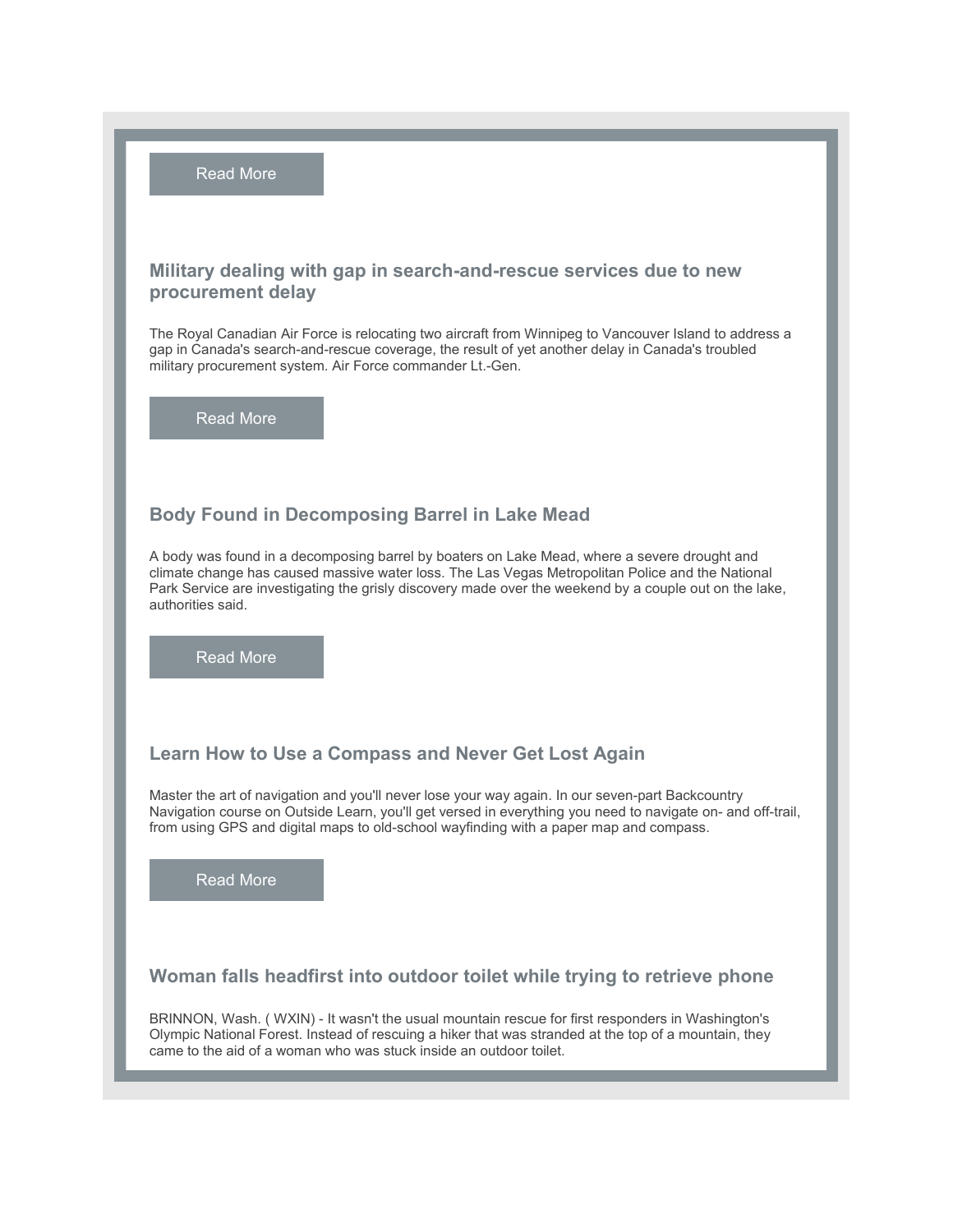Read More

### Military dealing with gap in search-and-rescue services due to new procurement delay

The Royal Canadian Air Force is relocating two aircraft from Winnipeg to Vancouver Island to address a gap in Canada's search-and-rescue coverage, the result of yet another delay in Canada's troubled military procurement system. Air Force commander Lt.-Gen.

Read More

### Body Found in Decomposing Barrel in Lake Mead

A body was found in a decomposing barrel by boaters on Lake Mead, where a severe drought and climate change has caused massive water loss. The Las Vegas Metropolitan Police and the National Park Service are investigating the grisly discovery made over the weekend by a couple out on the lake, authorities said.

Read More

### Learn How to Use a Compass and Never Get Lost Again

Master the art of navigation and you'll never lose your way again. In our seven-part Backcountry Navigation course on Outside Learn, you'll get versed in everything you need to navigate on- and off-trail, from using GPS and digital maps to old-school wayfinding with a paper map and compass.

Read More

### Woman falls headfirst into outdoor toilet while trying to retrieve phone

BRINNON, Wash. ( WXIN) - It wasn't the usual mountain rescue for first responders in Washington's Olympic National Forest. Instead of rescuing a hiker that was stranded at the top of a mountain, they came to the aid of a woman who was stuck inside an outdoor toilet.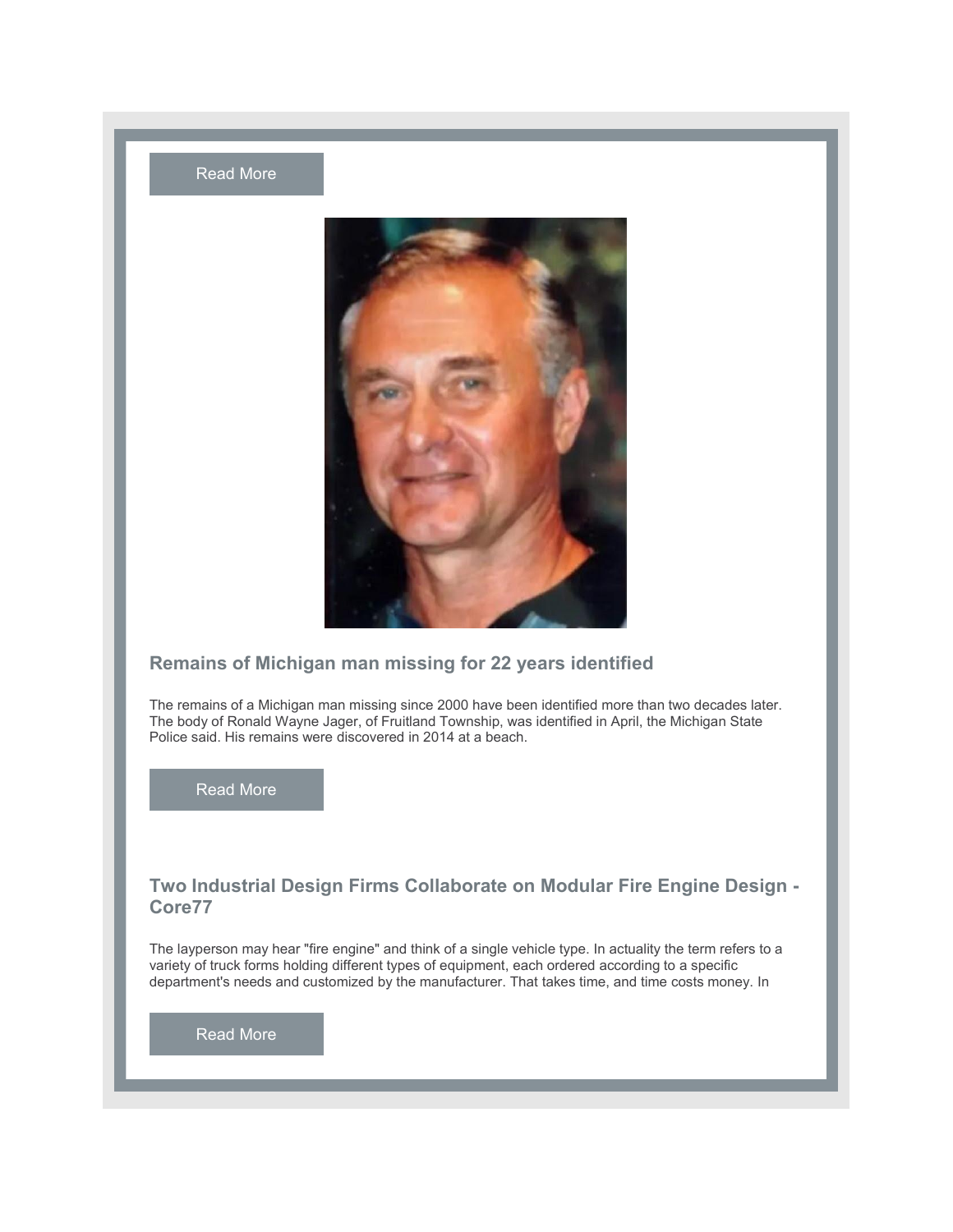Read More

## Remains of Michigan man missing for 22 years identified

The remains of a Michigan man missing since 2000 have been identified more than two decades later. The body of Ronald Wayne Jager, of Fruitland Township, was identified in April, the Michigan State Police said. His remains were discovered in 2014 at a beach.

Read More

## Two Industrial Design Firms Collaborate on Modular Fire Engine Design - Core77

The layperson may hear "fire engine" and think of a single vehicle type. In actuality the term refers to a variety of truck forms holding different types of equipment, each ordered according to a specific department's needs and customized by the manufacturer. That takes time, and time costs money. In

Read More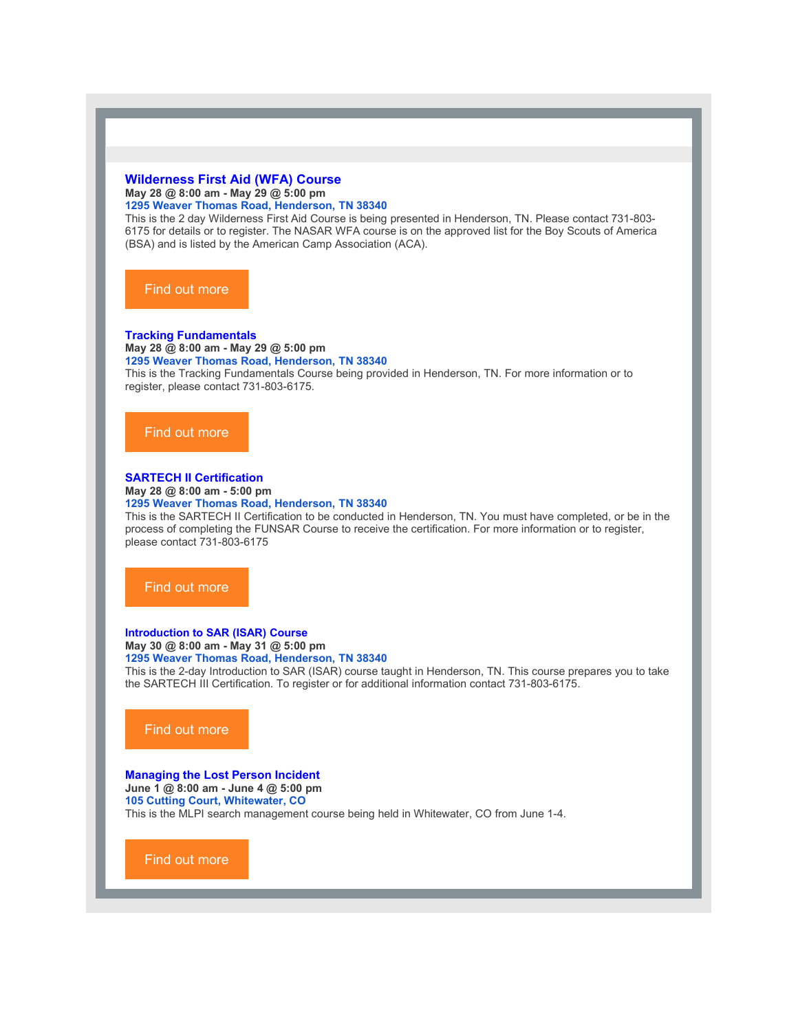### Wilderness First Aid (WFA) Course

**May 28 @ 8:00 am - May 29 @ 5:00 pm**

**1295 Weaver Thomas Road, Henderson, TN 38340**

This is the 2 day Wilderness First Aid Course is being presented in Henderson, TN. Please contact 731-803-6175 for details or to register. The NASAR WFA course is on the approved list for the Boy Scouts of America (BSA) and is listed by the American Camp Association (ACA).

Find out more

### Tracking Fundamentals

**May 28 @ 8:00 am - May 29 @ 5:00 pm**

**1295 Weaver Thomas Road, Henderson, TN 38340**

This is the Tracking Fundamentals Course being provided in Henderson, TN. For more information or to register, please contact 731-803-6175.

Find out more

### SARTECH II Certification

**May 28 @ 8:00 am - 5:00 pm**

**1295 Weaver Thomas Road, Henderson, TN 38340**

This is the SARTECH II Certification to be conducted in Henderson, TN. You must have completed, or be in the process of completing the FUNSAR Course to receive the certification. For more information or to register, please contact 731-803-6175

Find out more

### Introduction to SAR (ISAR) Course

**May 30 @ 8:00 am - May 31 @ 5:00 pm**

**1295 Weaver Thomas Road, Henderson, TN 38340**

This is the 2-day Introduction to SAR (ISAR) course taught in Henderson, TN. This course prepares you to take the SARTECH III Certification. To register or for additional information contact 731-803-6175.

Find out more

### Managing the Lost Person Incident

**June 1 @ 8:00 am - June 4 @ 5:00 pm**

**105 Cutting Court, Whitewater, CO**

This is the MLPI search management course being held in Whitewater, CO from June 1-4.

Find out more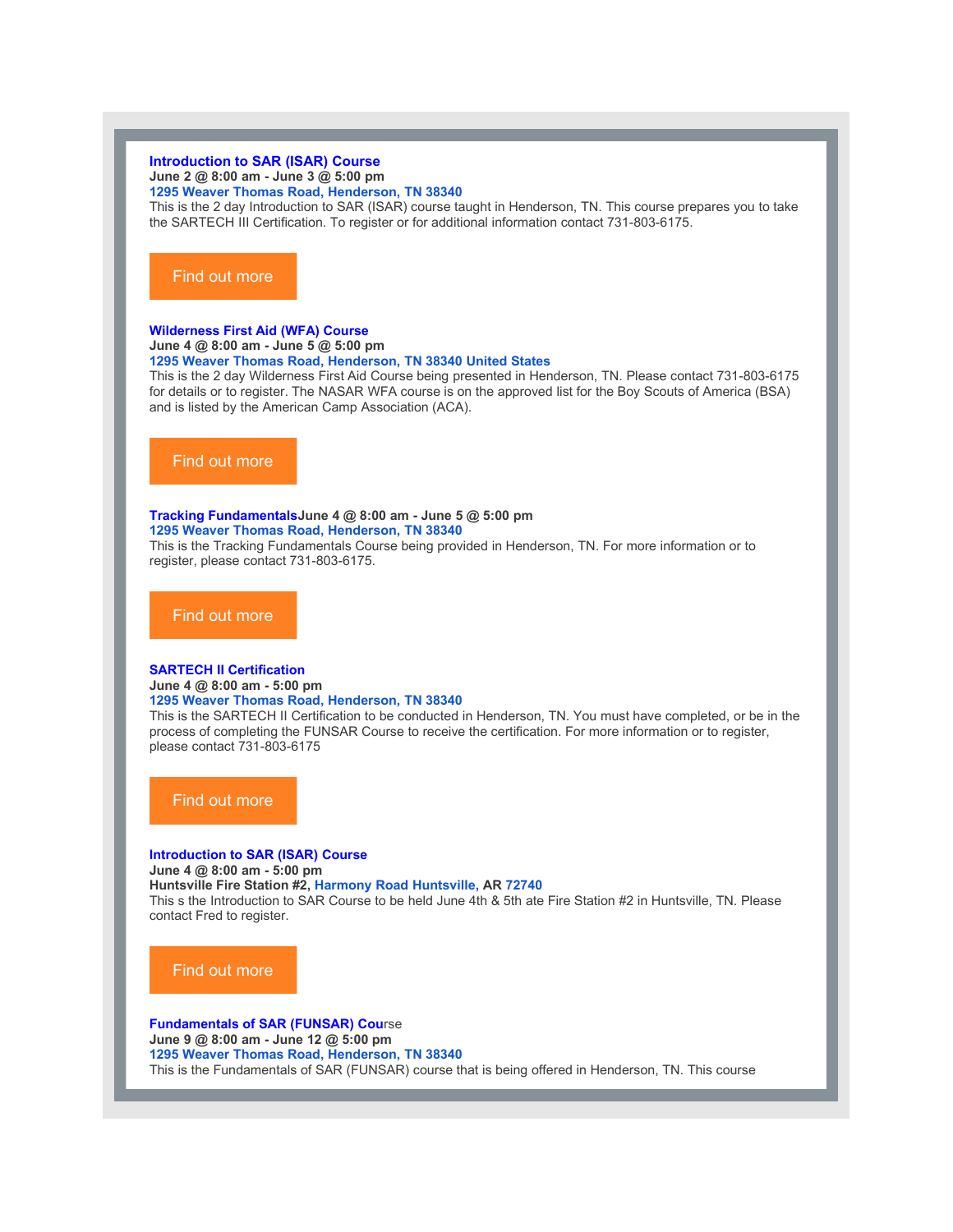### Introduction to SAR (ISAR) Course

**June 2 @ 8:00 am - June 3 @ 5:00 pm**

**1295 Weaver Thomas Road, Henderson, TN 38340**

This is the 2 day Introduction to SAR (ISAR) course taught in Henderson, TN. This course prepares you to take the SARTECH III Certification. To register or for additional information contact 731-803-6175.

Find out more

### Wilderness First Aid (WFA) Course

**June 4 @ 8:00 am - June 5 @ 5:00 pm**

**1295 Weaver Thomas Road, Henderson, TN 38340 United States**

This is the 2 day Wilderness First Aid Course being presented in Henderson, TN. Please contact 731-803-6175 for details or to register. The NASAR WFA course is on the approved list for the Boy Scouts of America (BSA) and is listed by the American Camp Association (ACA).

Find out more

### Tracking Fundamentals

**June 4 @ 8:00 am - June 5 @ 5:00 pm**

**1295 Weaver Thomas Road, Henderson, TN 38340**

This is the Tracking Fundamentals Course being provided in Henderson, TN. For more information or to register, please contact 731-803-6175.

Find out more

### SARTECH II Certification

**June 4 @ 8:00 am - 5:00 pm**

**1295 Weaver Thomas Road, Henderson, TN 38340**

This is the SARTECH II Certification to be conducted in Henderson, TN. You must have completed, or be in the process of completing the FUNSAR Course to receive the certification. For more information or to register, please contact 731-803-6175

Find out more

### Introduction to SAR (ISAR) Course

**June 4 @ 8:00 am - 5:00 pm**

**Huntsville Fire Station #2, Harmony Road Huntsville, AR 72740**

This s the Introduction to SAR Course to be held June 4th & 5th ate Fire Station #2 in Huntsville, TN. Please contact Fred to register.

Find out more

### Fundamentals of SAR (FUNSAR) Course

**June 9 @ 8:00 am - June 12 @ 5:00 pm**

**1295 Weaver Thomas Road, Henderson, TN 38340**

This is the Fundamentals of SAR (FUNSAR) course that is being offered in Henderson, TN. This course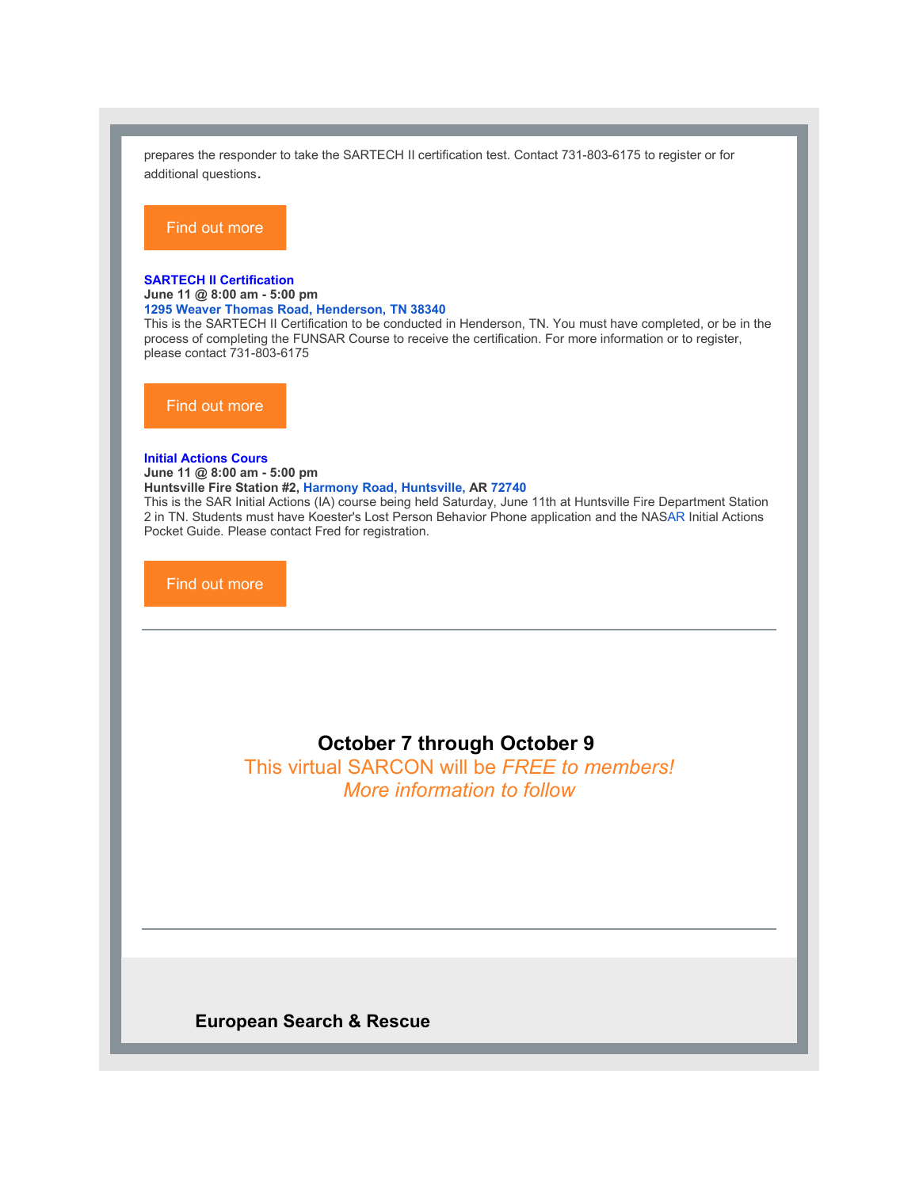prepares the responder to take the SARTECH II certification test. Contact 731-803-6175 to register or for additional questions.

Find out more

**SARTECH II Certification**
**June 11 @ 8:00 am - 5:00 pm**
**1295 Weaver Thomas Road, Henderson, TN 38340**
This is the SARTECH II Certification to be conducted in Henderson, TN. You must have completed, or be in the process of completing the FUNSAR Course to receive the certification. For more information or to register, please contact 731-803-6175

Find out more

**Initial Actions Cours**
**June 11 @ 8:00 am - 5:00 pm**
**Huntsville Fire Station #2, Harmony Road, Huntsville, AR 72740**
This is the SAR Initial Actions (IA) course being held Saturday, June 11th at Huntsville Fire Department Station 2 in TN. Students must have Koester's Lost Person Behavior Phone application and the NASAR Initial Actions Pocket Guide. Please contact Fred for registration.

Find out more

---

**October 7 through October 9**

This virtual SARCON will be *FREE to members!*

*More information to follow*

---

**European Search & Rescue**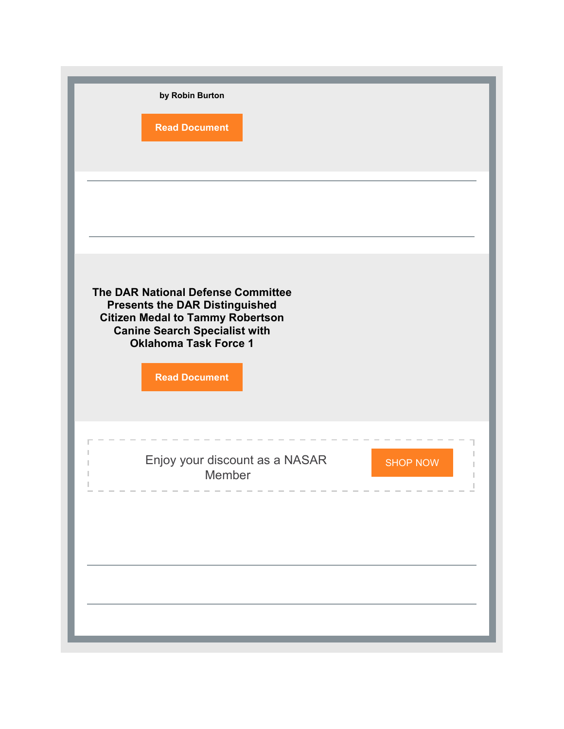**by Robin Burton**

Read Document

---

---

**The DAR National Defense Committee Presents the DAR Distinguished Citizen Medal to Tammy Robertson Canine Search Specialist with Oklahoma Task Force 1**

Read Document

Enjoy your discount as a NASAR Member

SHOP NOW

---

---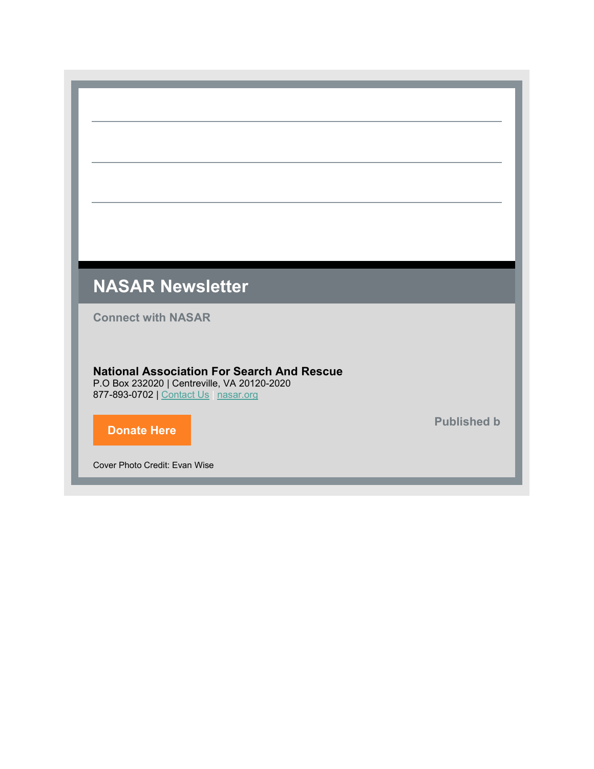## NASAR Newsletter

**Connect with NASAR**

**National Association For Search And Rescue**
P.O Box 232020 | Centreville, VA 20120-2020
877-893-0702 | Contact Us | nasar.org

**Donate Here**

**Published b**

Cover Photo Credit: Evan Wise